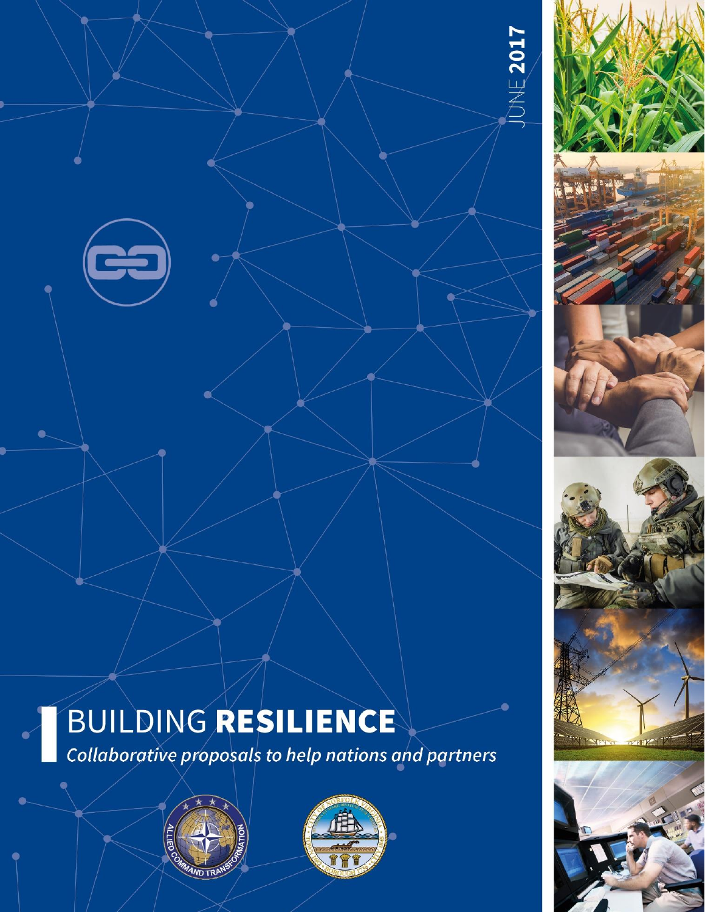JUNE **2017**

# BUILDING **RESILIENCE**

*Collaborative proposals to help nations and partners*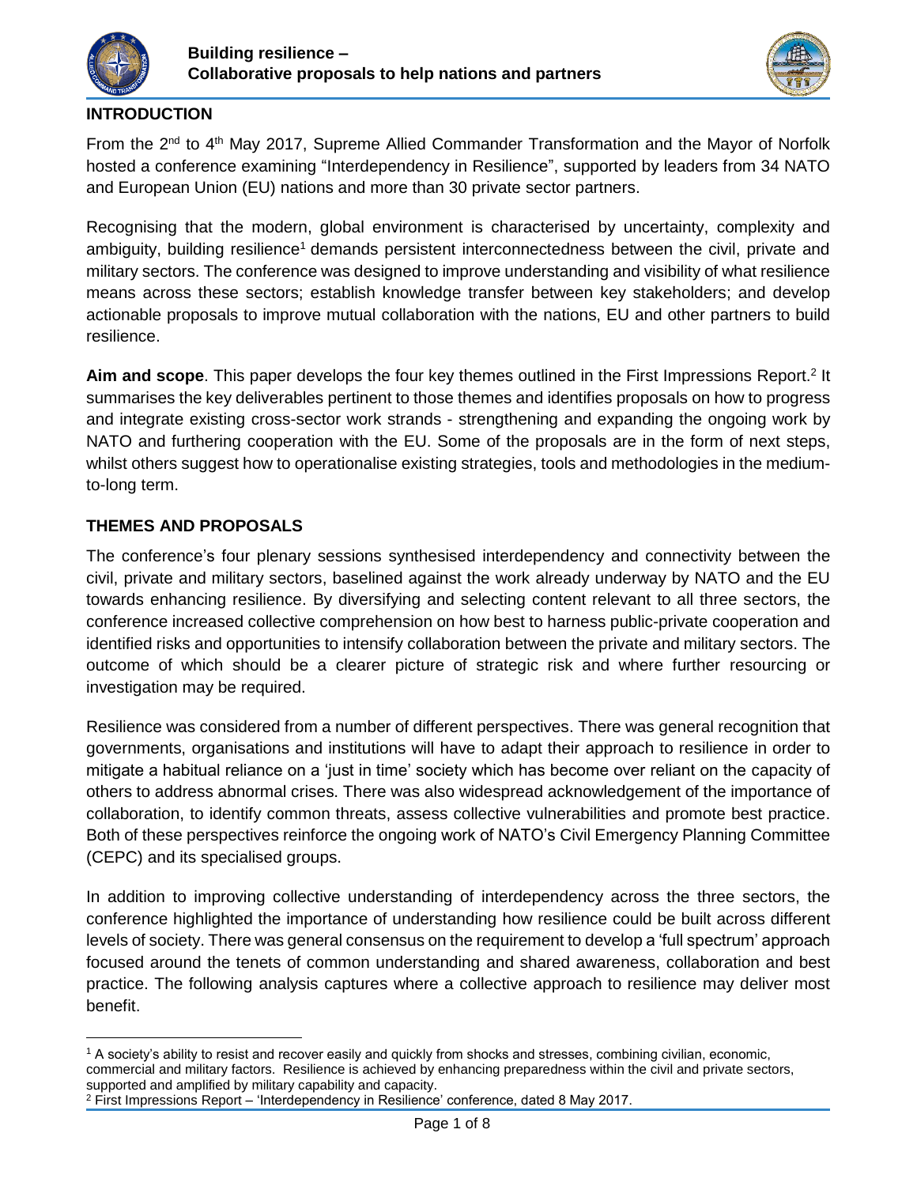## INTRODUCTION

From the 2nd to 4th May 2017, Supreme Allied Commander Transformation and the Mayor of Norfolk hosted a conference examining "Interdependency in Resilience", supported by leaders from 34 NATO and European Union (EU) nations and more than 30 private sector partners.

Recognising that the modern, global environment is characterised by uncertainty, complexity and ambiguity, building resilience[1] demands persistent interconnectedness between the civil, private and military sectors. The conference was designed to improve understanding and visibility of what resilience means across these sectors; establish knowledge transfer between key stakeholders; and develop actionable proposals to improve mutual collaboration with the nations, EU and other partners to build resilience.

**Aim and scope**. This paper develops the four key themes outlined in the First Impressions Report.[2] It summarises the key deliverables pertinent to those themes and identifies proposals on how to progress and integrate existing cross-sector work strands - strengthening and expanding the ongoing work by NATO and furthering cooperation with the EU. Some of the proposals are in the form of next steps, whilst others suggest how to operationalise existing strategies, tools and methodologies in the medium-to-long term.

## THEMES AND PROPOSALS

The conference's four plenary sessions synthesised interdependency and connectivity between the civil, private and military sectors, baselined against the work already underway by NATO and the EU towards enhancing resilience. By diversifying and selecting content relevant to all three sectors, the conference increased collective comprehension on how best to harness public-private cooperation and identified risks and opportunities to intensify collaboration between the private and military sectors. The outcome of which should be a clearer picture of strategic risk and where further resourcing or investigation may be required.

Resilience was considered from a number of different perspectives. There was general recognition that governments, organisations and institutions will have to adapt their approach to resilience in order to mitigate a habitual reliance on a 'just in time' society which has become over reliant on the capacity of others to address abnormal crises. There was also widespread acknowledgement of the importance of collaboration, to identify common threats, assess collective vulnerabilities and promote best practice. Both of these perspectives reinforce the ongoing work of NATO's Civil Emergency Planning Committee (CEPC) and its specialised groups.

In addition to improving collective understanding of interdependency across the three sectors, the conference highlighted the importance of understanding how resilience could be built across different levels of society. There was general consensus on the requirement to develop a 'full spectrum' approach focused around the tenets of common understanding and shared awareness, collaboration and best practice. The following analysis captures where a collective approach to resilience may deliver most benefit.

---

[1] A society's ability to resist and recover easily and quickly from shocks and stresses, combining civilian, economic, commercial and military factors. Resilience is achieved by enhancing preparedness within the civil and private sectors, supported and amplified by military capability and capacity.

[2] First Impressions Report – 'Interdependency in Resilience' conference, dated 8 May 2017.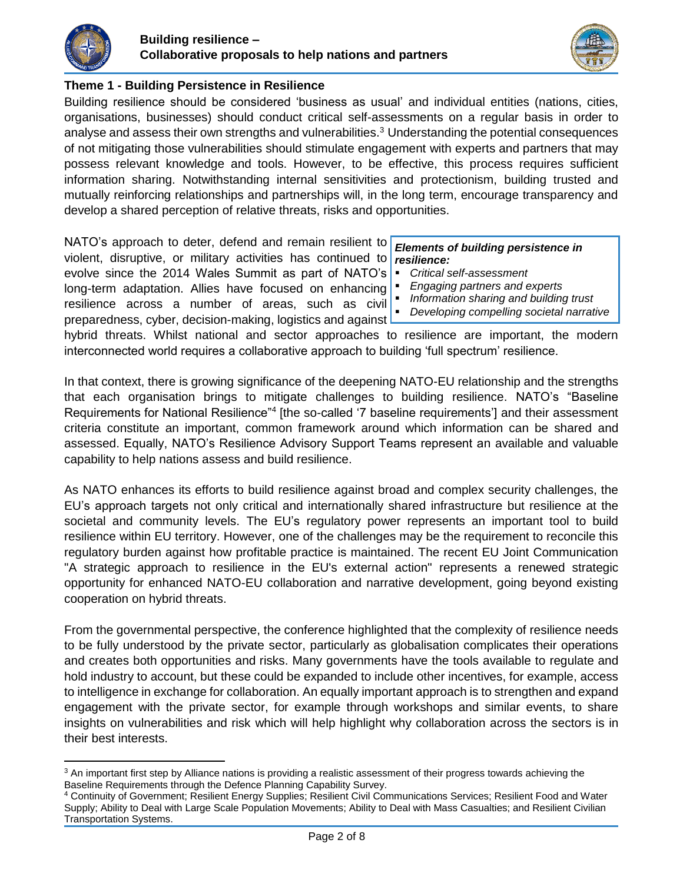## Theme 1 - Building Persistence in Resilience

Building resilience should be considered 'business as usual' and individual entities (nations, cities, organisations, businesses) should conduct critical self-assessments on a regular basis in order to analyse and assess their own strengths and vulnerabilities.[3] Understanding the potential consequences of not mitigating those vulnerabilities should stimulate engagement with experts and partners that may possess relevant knowledge and tools. However, to be effective, this process requires sufficient information sharing. Notwithstanding internal sensitivities and protectionism, building trusted and mutually reinforcing relationships and partnerships will, in the long term, encourage transparency and develop a shared perception of relative threats, risks and opportunities.

> ***Elements of building persistence in resilience:***
> - *Critical self-assessment*
> - *Engaging partners and experts*
> - *Information sharing and building trust*
> - *Developing compelling societal narrative*

NATO's approach to deter, defend and remain resilient to violent, disruptive, or military activities has continued to evolve since the 2014 Wales Summit as part of NATO's long-term adaptation. Allies have focused on enhancing resilience across a number of areas, such as civil preparedness, cyber, decision-making, logistics and against hybrid threats. Whilst national and sector approaches to resilience are important, the modern interconnected world requires a collaborative approach to building 'full spectrum' resilience.

In that context, there is growing significance of the deepening NATO-EU relationship and the strengths that each organisation brings to mitigate challenges to building resilience. NATO's "Baseline Requirements for National Resilience"[4] [the so-called '7 baseline requirements'] and their assessment criteria constitute an important, common framework around which information can be shared and assessed. Equally, NATO's Resilience Advisory Support Teams represent an available and valuable capability to help nations assess and build resilience.

As NATO enhances its efforts to build resilience against broad and complex security challenges, the EU's approach targets not only critical and internationally shared infrastructure but resilience at the societal and community levels. The EU's regulatory power represents an important tool to build resilience within EU territory. However, one of the challenges may be the requirement to reconcile this regulatory burden against how profitable practice is maintained. The recent EU Joint Communication "A strategic approach to resilience in the EU's external action" represents a renewed strategic opportunity for enhanced NATO-EU collaboration and narrative development, going beyond existing cooperation on hybrid threats.

From the governmental perspective, the conference highlighted that the complexity of resilience needs to be fully understood by the private sector, particularly as globalisation complicates their operations and creates both opportunities and risks. Many governments have the tools available to regulate and hold industry to account, but these could be expanded to include other incentives, for example, access to intelligence in exchange for collaboration. An equally important approach is to strengthen and expand engagement with the private sector, for example through workshops and similar events, to share insights on vulnerabilities and risk which will help highlight why collaboration across the sectors is in their best interests.

---

[3] An important first step by Alliance nations is providing a realistic assessment of their progress towards achieving the Baseline Requirements through the Defence Planning Capability Survey.

[4] Continuity of Government; Resilient Energy Supplies; Resilient Civil Communications Services; Resilient Food and Water Supply; Ability to Deal with Large Scale Population Movements; Ability to Deal with Mass Casualties; and Resilient Civilian Transportation Systems.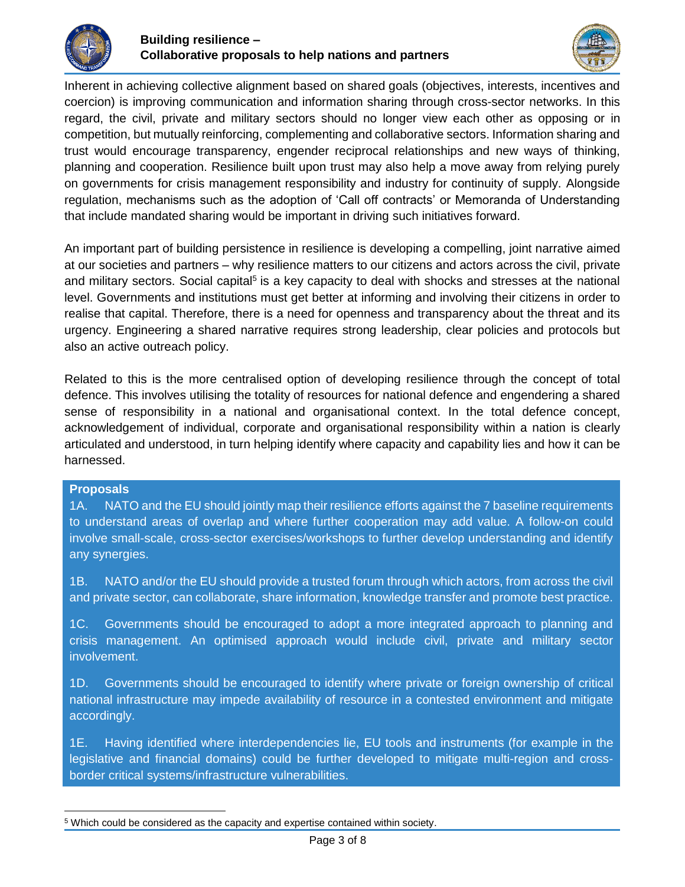Inherent in achieving collective alignment based on shared goals (objectives, interests, incentives and coercion) is improving communication and information sharing through cross-sector networks. In this regard, the civil, private and military sectors should no longer view each other as opposing or in competition, but mutually reinforcing, complementing and collaborative sectors. Information sharing and trust would encourage transparency, engender reciprocal relationships and new ways of thinking, planning and cooperation. Resilience built upon trust may also help a move away from relying purely on governments for crisis management responsibility and industry for continuity of supply. Alongside regulation, mechanisms such as the adoption of 'Call off contracts' or Memoranda of Understanding that include mandated sharing would be important in driving such initiatives forward.

An important part of building persistence in resilience is developing a compelling, joint narrative aimed at our societies and partners – why resilience matters to our citizens and actors across the civil, private and military sectors. Social capital[5] is a key capacity to deal with shocks and stresses at the national level. Governments and institutions must get better at informing and involving their citizens in order to realise that capital. Therefore, there is a need for openness and transparency about the threat and its urgency. Engineering a shared narrative requires strong leadership, clear policies and protocols but also an active outreach policy.

Related to this is the more centralised option of developing resilience through the concept of total defence. This involves utilising the totality of resources for national defence and engendering a shared sense of responsibility in a national and organisational context. In the total defence concept, acknowledgement of individual, corporate and organisational responsibility within a nation is clearly articulated and understood, in turn helping identify where capacity and capability lies and how it can be harnessed.

**Proposals**

1A. NATO and the EU should jointly map their resilience efforts against the 7 baseline requirements to understand areas of overlap and where further cooperation may add value. A follow-on could involve small-scale, cross-sector exercises/workshops to further develop understanding and identify any synergies.

1B. NATO and/or the EU should provide a trusted forum through which actors, from across the civil and private sector, can collaborate, share information, knowledge transfer and promote best practice.

1C. Governments should be encouraged to adopt a more integrated approach to planning and crisis management. An optimised approach would include civil, private and military sector involvement.

1D. Governments should be encouraged to identify where private or foreign ownership of critical national infrastructure may impede availability of resource in a contested environment and mitigate accordingly.

1E. Having identified where interdependencies lie, EU tools and instruments (for example in the legislative and financial domains) could be further developed to mitigate multi-region and cross-border critical systems/infrastructure vulnerabilities.

---

[5] Which could be considered as the capacity and expertise contained within society.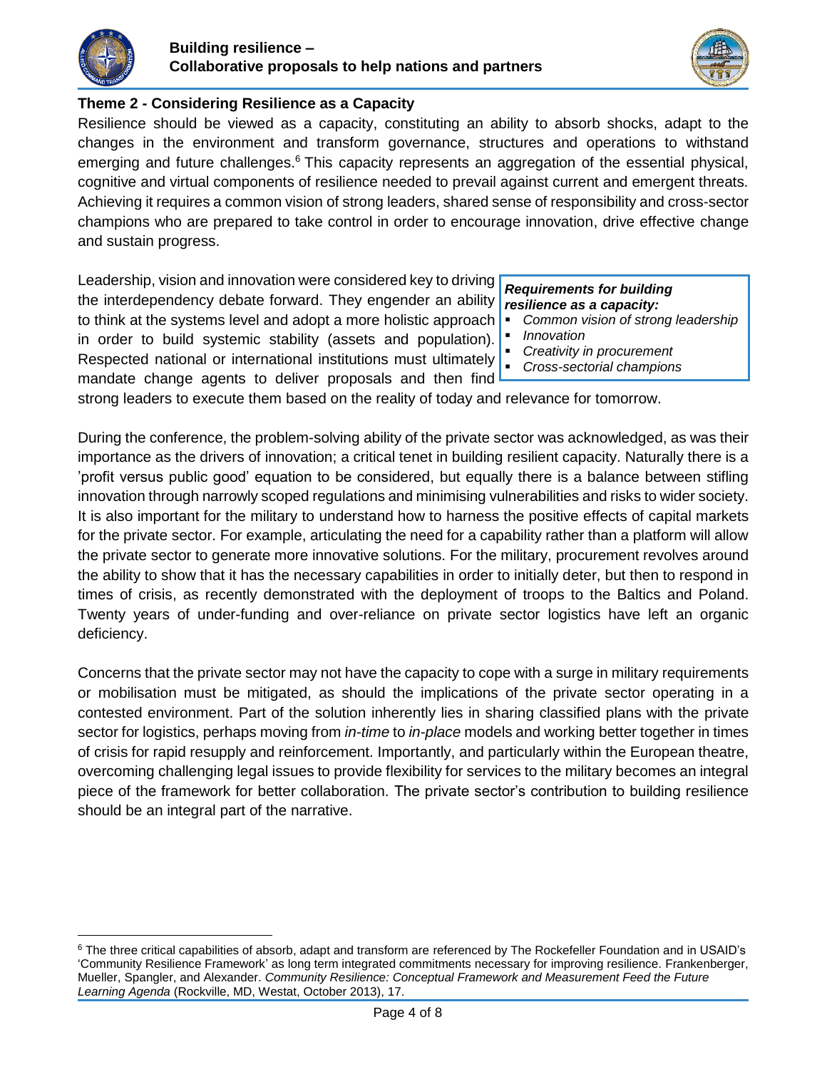## Theme 2 - Considering Resilience as a Capacity

Resilience should be viewed as a capacity, constituting an ability to absorb shocks, adapt to the changes in the environment and transform governance, structures and operations to withstand emerging and future challenges.[6] This capacity represents an aggregation of the essential physical, cognitive and virtual components of resilience needed to prevail against current and emergent threats. Achieving it requires a common vision of strong leaders, shared sense of responsibility and cross-sector champions who are prepared to take control in order to encourage innovation, drive effective change and sustain progress.

> ***Requirements for building resilience as a capacity:***
> - *Common vision of strong leadership*
> - *Innovation*
> - *Creativity in procurement*
> - *Cross-sectorial champions*

Leadership, vision and innovation were considered key to driving the interdependency debate forward. They engender an ability to think at the systems level and adopt a more holistic approach in order to build systemic stability (assets and population). Respected national or international institutions must ultimately mandate change agents to deliver proposals and then find strong leaders to execute them based on the reality of today and relevance for tomorrow.

During the conference, the problem-solving ability of the private sector was acknowledged, as was their importance as the drivers of innovation; a critical tenet in building resilient capacity. Naturally there is a 'profit versus public good' equation to be considered, but equally there is a balance between stifling innovation through narrowly scoped regulations and minimising vulnerabilities and risks to wider society. It is also important for the military to understand how to harness the positive effects of capital markets for the private sector. For example, articulating the need for a capability rather than a platform will allow the private sector to generate more innovative solutions. For the military, procurement revolves around the ability to show that it has the necessary capabilities in order to initially deter, but then to respond in times of crisis, as recently demonstrated with the deployment of troops to the Baltics and Poland. Twenty years of under-funding and over-reliance on private sector logistics have left an organic deficiency.

Concerns that the private sector may not have the capacity to cope with a surge in military requirements or mobilisation must be mitigated, as should the implications of the private sector operating in a contested environment. Part of the solution inherently lies in sharing classified plans with the private sector for logistics, perhaps moving from *in-time* to *in-place* models and working better together in times of crisis for rapid resupply and reinforcement. Importantly, and particularly within the European theatre, overcoming challenging legal issues to provide flexibility for services to the military becomes an integral piece of the framework for better collaboration. The private sector's contribution to building resilience should be an integral part of the narrative.

---

[6] The three critical capabilities of absorb, adapt and transform are referenced by The Rockefeller Foundation and in USAID's 'Community Resilience Framework' as long term integrated commitments necessary for improving resilience. Frankenberger, Mueller, Spangler, and Alexander. *Community Resilience: Conceptual Framework and Measurement Feed the Future Learning Agenda* (Rockville, MD, Westat, October 2013), 17.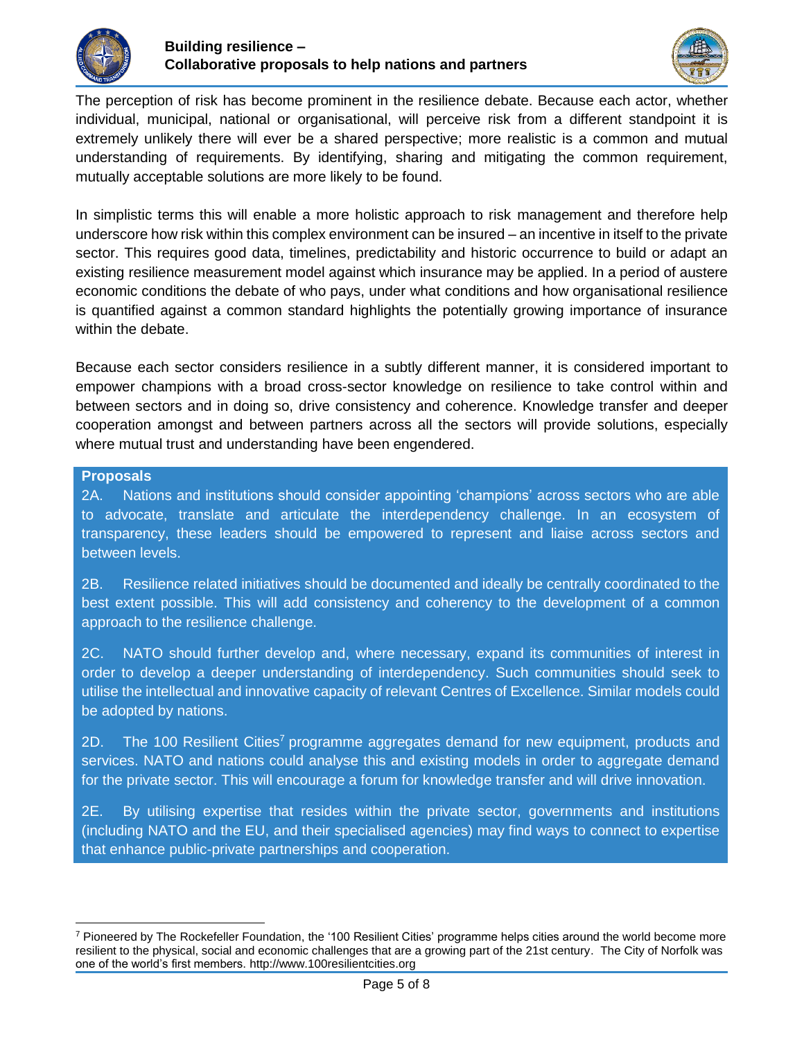The perception of risk has become prominent in the resilience debate. Because each actor, whether individual, municipal, national or organisational, will perceive risk from a different standpoint it is extremely unlikely there will ever be a shared perspective; more realistic is a common and mutual understanding of requirements. By identifying, sharing and mitigating the common requirement, mutually acceptable solutions are more likely to be found.

In simplistic terms this will enable a more holistic approach to risk management and therefore help underscore how risk within this complex environment can be insured – an incentive in itself to the private sector. This requires good data, timelines, predictability and historic occurrence to build or adapt an existing resilience measurement model against which insurance may be applied. In a period of austere economic conditions the debate of who pays, under what conditions and how organisational resilience is quantified against a common standard highlights the potentially growing importance of insurance within the debate.

Because each sector considers resilience in a subtly different manner, it is considered important to empower champions with a broad cross-sector knowledge on resilience to take control within and between sectors and in doing so, drive consistency and coherence. Knowledge transfer and deeper cooperation amongst and between partners across all the sectors will provide solutions, especially where mutual trust and understanding have been engendered.

**Proposals**

2A. Nations and institutions should consider appointing 'champions' across sectors who are able to advocate, translate and articulate the interdependency challenge. In an ecosystem of transparency, these leaders should be empowered to represent and liaise across sectors and between levels.

2B. Resilience related initiatives should be documented and ideally be centrally coordinated to the best extent possible. This will add consistency and coherency to the development of a common approach to the resilience challenge.

2C. NATO should further develop and, where necessary, expand its communities of interest in order to develop a deeper understanding of interdependency. Such communities should seek to utilise the intellectual and innovative capacity of relevant Centres of Excellence. Similar models could be adopted by nations.

2D. The 100 Resilient Cities[7] programme aggregates demand for new equipment, products and services. NATO and nations could analyse this and existing models in order to aggregate demand for the private sector. This will encourage a forum for knowledge transfer and will drive innovation.

2E. By utilising expertise that resides within the private sector, governments and institutions (including NATO and the EU, and their specialised agencies) may find ways to connect to expertise that enhance public-private partnerships and cooperation.

---

[7] Pioneered by The Rockefeller Foundation, the '100 Resilient Cities' programme helps cities around the world become more resilient to the physical, social and economic challenges that are a growing part of the 21st century. The City of Norfolk was one of the world's first members. http://www.100resilientcities.org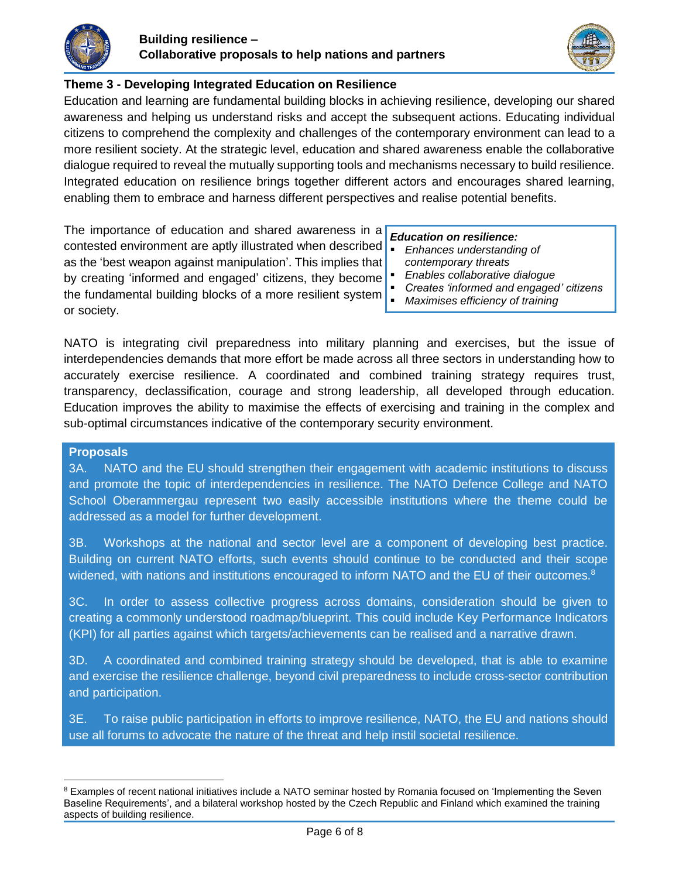## Theme 3 - Developing Integrated Education on Resilience

Education and learning are fundamental building blocks in achieving resilience, developing our shared awareness and helping us understand risks and accept the subsequent actions. Educating individual citizens to comprehend the complexity and challenges of the contemporary environment can lead to a more resilient society. At the strategic level, education and shared awareness enable the collaborative dialogue required to reveal the mutually supporting tools and mechanisms necessary to build resilience. Integrated education on resilience brings together different actors and encourages shared learning, enabling them to embrace and harness different perspectives and realise potential benefits.

The importance of education and shared awareness in a contested environment are aptly illustrated when described as the 'best weapon against manipulation'. This implies that by creating 'informed and engaged' citizens, they become the fundamental building blocks of a more resilient system or society.

> ***Education on resilience:***
> - *Enhances understanding of contemporary threats*
> - *Enables collaborative dialogue*
> - *Creates 'informed and engaged' citizens*
> - *Maximises efficiency of training*

NATO is integrating civil preparedness into military planning and exercises, but the issue of interdependencies demands that more effort be made across all three sectors in understanding how to accurately exercise resilience. A coordinated and combined training strategy requires trust, transparency, declassification, courage and strong leadership, all developed through education. Education improves the ability to maximise the effects of exercising and training in the complex and sub-optimal circumstances indicative of the contemporary security environment.

**Proposals**

3A. NATO and the EU should strengthen their engagement with academic institutions to discuss and promote the topic of interdependencies in resilience. The NATO Defence College and NATO School Oberammergau represent two easily accessible institutions where the theme could be addressed as a model for further development.

3B. Workshops at the national and sector level are a component of developing best practice. Building on current NATO efforts, such events should continue to be conducted and their scope widened, with nations and institutions encouraged to inform NATO and the EU of their outcomes.[8]

3C. In order to assess collective progress across domains, consideration should be given to creating a commonly understood roadmap/blueprint. This could include Key Performance Indicators (KPI) for all parties against which targets/achievements can be realised and a narrative drawn.

3D. A coordinated and combined training strategy should be developed, that is able to examine and exercise the resilience challenge, beyond civil preparedness to include cross-sector contribution and participation.

3E. To raise public participation in efforts to improve resilience, NATO, the EU and nations should use all forums to advocate the nature of the threat and help instil societal resilience.

---

[8] Examples of recent national initiatives include a NATO seminar hosted by Romania focused on 'Implementing the Seven Baseline Requirements', and a bilateral workshop hosted by the Czech Republic and Finland which examined the training aspects of building resilience.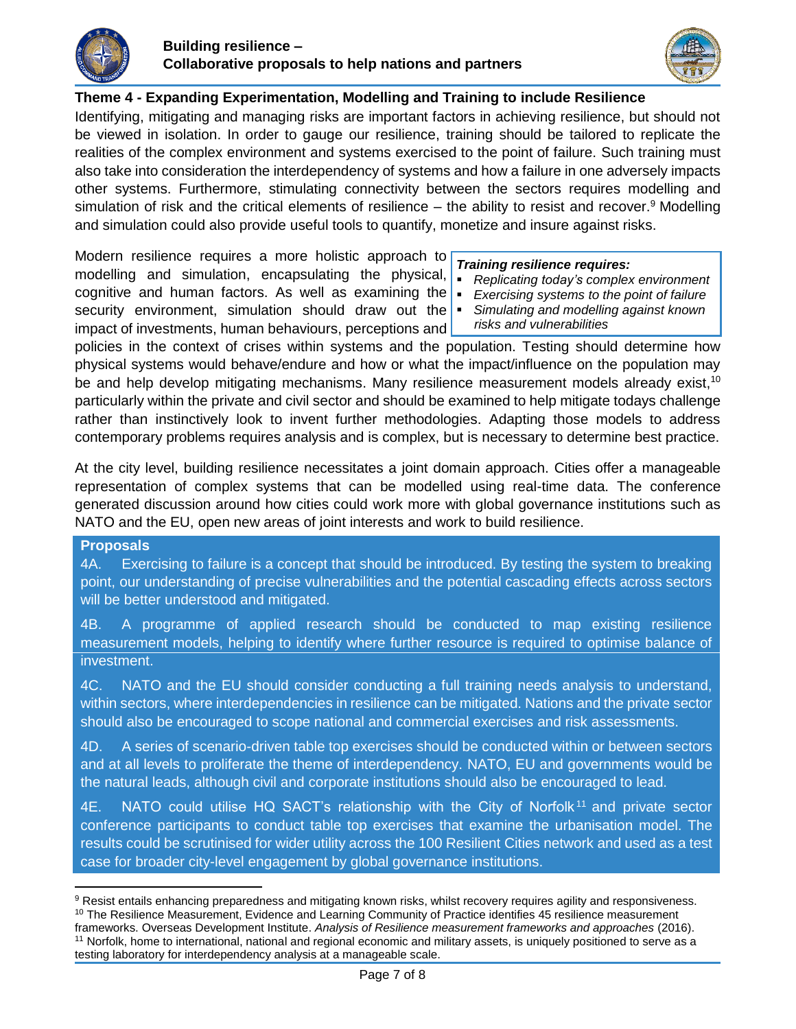## Theme 4 - Expanding Experimentation, Modelling and Training to include Resilience

Identifying, mitigating and managing risks are important factors in achieving resilience, but should not be viewed in isolation. In order to gauge our resilience, training should be tailored to replicate the realities of the complex environment and systems exercised to the point of failure. Such training must also take into consideration the interdependency of systems and how a failure in one adversely impacts other systems. Furthermore, stimulating connectivity between the sectors requires modelling and simulation of risk and the critical elements of resilience – the ability to resist and recover.[9] Modelling and simulation could also provide useful tools to quantify, monetize and insure against risks.

> ***Training resilience requires:***
> - *Replicating today's complex environment*
> - *Exercising systems to the point of failure*
> - *Simulating and modelling against known risks and vulnerabilities*

Modern resilience requires a more holistic approach to modelling and simulation, encapsulating the physical, cognitive and human factors. As well as examining the security environment, simulation should draw out the impact of investments, human behaviours, perceptions and policies in the context of crises within systems and the population. Testing should determine how physical systems would behave/endure and how or what the impact/influence on the population may be and help develop mitigating mechanisms. Many resilience measurement models already exist,[10] particularly within the private and civil sector and should be examined to help mitigate todays challenge rather than instinctively look to invent further methodologies. Adapting those models to address contemporary problems requires analysis and is complex, but is necessary to determine best practice.

At the city level, building resilience necessitates a joint domain approach. Cities offer a manageable representation of complex systems that can be modelled using real-time data. The conference generated discussion around how cities could work more with global governance institutions such as NATO and the EU, open new areas of joint interests and work to build resilience.

**Proposals**

4A. Exercising to failure is a concept that should be introduced. By testing the system to breaking point, our understanding of precise vulnerabilities and the potential cascading effects across sectors will be better understood and mitigated.

4B. A programme of applied research should be conducted to map existing resilience measurement models, helping to identify where further resource is required to optimise balance of investment.

4C. NATO and the EU should consider conducting a full training needs analysis to understand, within sectors, where interdependencies in resilience can be mitigated. Nations and the private sector should also be encouraged to scope national and commercial exercises and risk assessments.

4D. A series of scenario-driven table top exercises should be conducted within or between sectors and at all levels to proliferate the theme of interdependency. NATO, EU and governments would be the natural leads, although civil and corporate institutions should also be encouraged to lead.

4E. NATO could utilise HQ SACT's relationship with the City of Norfolk[11] and private sector conference participants to conduct table top exercises that examine the urbanisation model. The results could be scrutinised for wider utility across the 100 Resilient Cities network and used as a test case for broader city-level engagement by global governance institutions.

---

[9] Resist entails enhancing preparedness and mitigating known risks, whilst recovery requires agility and responsiveness.

[10] The Resilience Measurement, Evidence and Learning Community of Practice identifies 45 resilience measurement frameworks. Overseas Development Institute. *Analysis of Resilience measurement frameworks and approaches* (2016).

[11] Norfolk, home to international, national and regional economic and military assets, is uniquely positioned to serve as a testing laboratory for interdependency analysis at a manageable scale.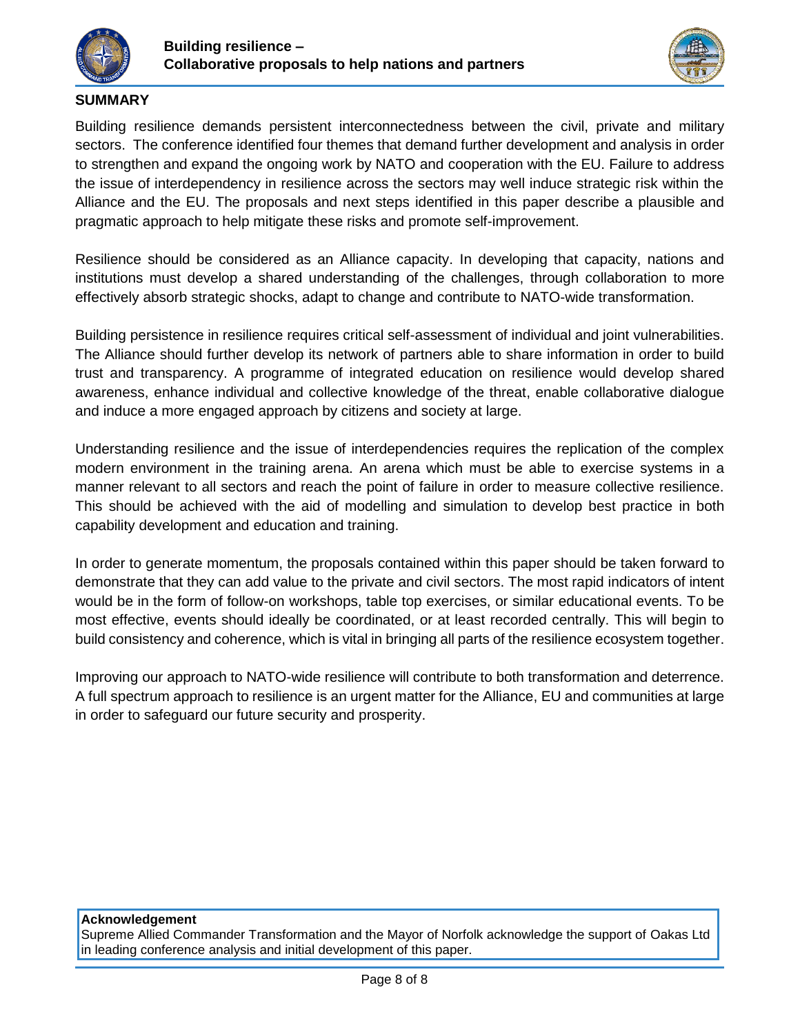## SUMMARY

Building resilience demands persistent interconnectedness between the civil, private and military sectors. The conference identified four themes that demand further development and analysis in order to strengthen and expand the ongoing work by NATO and cooperation with the EU. Failure to address the issue of interdependency in resilience across the sectors may well induce strategic risk within the Alliance and the EU. The proposals and next steps identified in this paper describe a plausible and pragmatic approach to help mitigate these risks and promote self-improvement.

Resilience should be considered as an Alliance capacity. In developing that capacity, nations and institutions must develop a shared understanding of the challenges, through collaboration to more effectively absorb strategic shocks, adapt to change and contribute to NATO-wide transformation.

Building persistence in resilience requires critical self-assessment of individual and joint vulnerabilities. The Alliance should further develop its network of partners able to share information in order to build trust and transparency. A programme of integrated education on resilience would develop shared awareness, enhance individual and collective knowledge of the threat, enable collaborative dialogue and induce a more engaged approach by citizens and society at large.

Understanding resilience and the issue of interdependencies requires the replication of the complex modern environment in the training arena. An arena which must be able to exercise systems in a manner relevant to all sectors and reach the point of failure in order to measure collective resilience. This should be achieved with the aid of modelling and simulation to develop best practice in both capability development and education and training.

In order to generate momentum, the proposals contained within this paper should be taken forward to demonstrate that they can add value to the private and civil sectors. The most rapid indicators of intent would be in the form of follow-on workshops, table top exercises, or similar educational events. To be most effective, events should ideally be coordinated, or at least recorded centrally. This will begin to build consistency and coherence, which is vital in bringing all parts of the resilience ecosystem together.

Improving our approach to NATO-wide resilience will contribute to both transformation and deterrence. A full spectrum approach to resilience is an urgent matter for the Alliance, EU and communities at large in order to safeguard our future security and prosperity.

**Acknowledgement**

Supreme Allied Commander Transformation and the Mayor of Norfolk acknowledge the support of Oakas Ltd in leading conference analysis and initial development of this paper.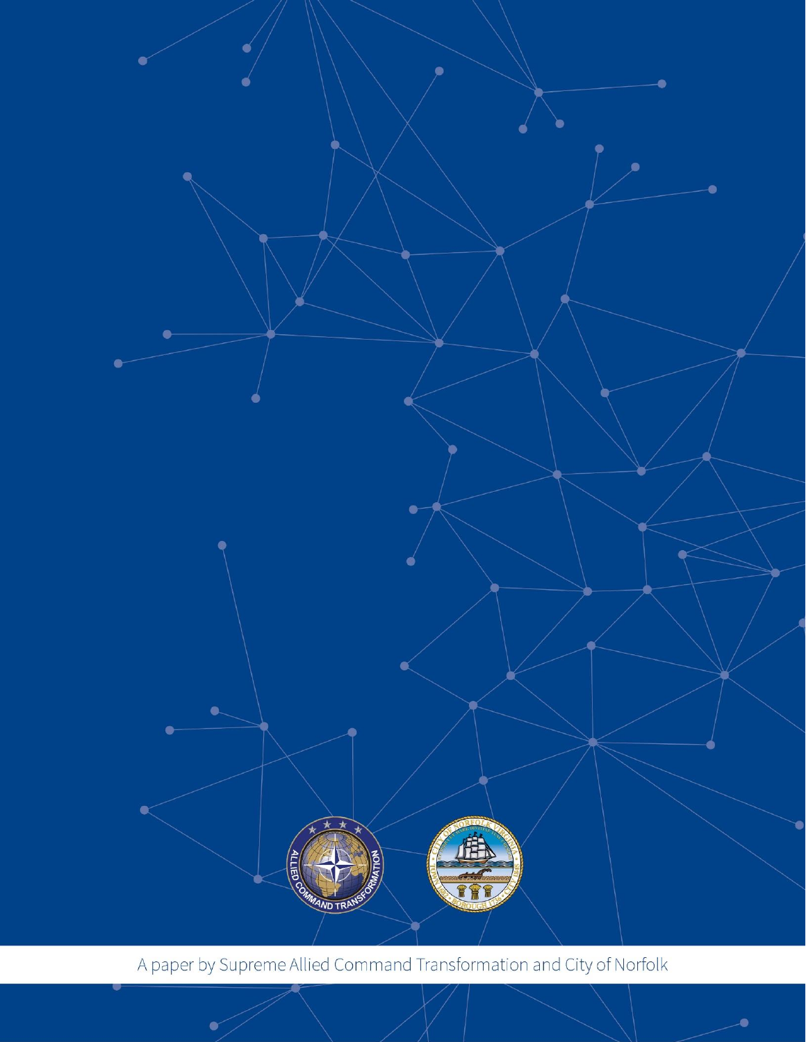A paper by Supreme Allied Command Transformation and City of Norfolk